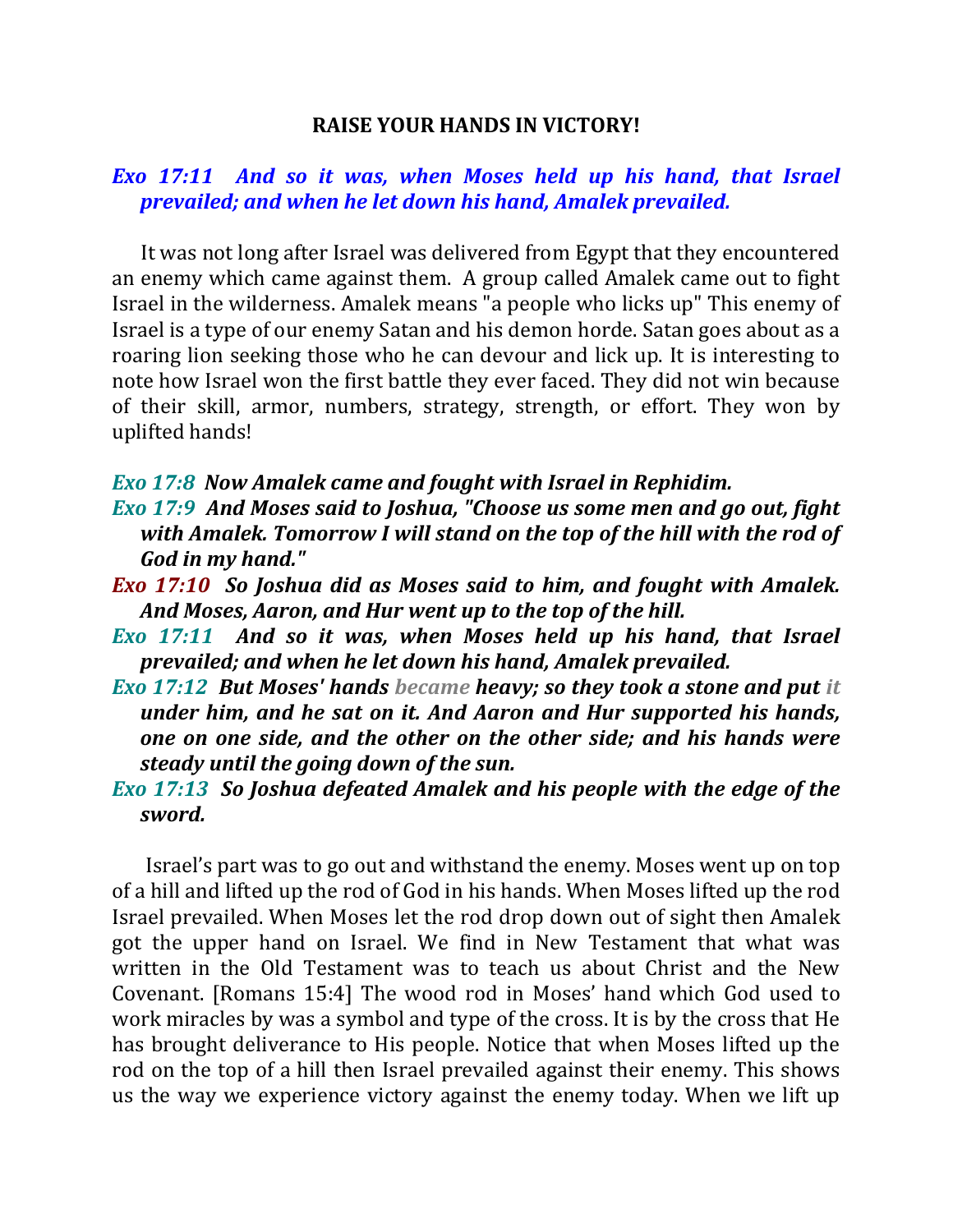**RAISE YOUR HANDS IN VICTORY!**

***Exo 17:11 And so it was, when Moses held up his hand, that Israel prevailed; and when he let down his hand, Amalek prevailed.***

It was not long after Israel was delivered from Egypt that they encountered an enemy which came against them. A group called Amalek came out to fight Israel in the wilderness. Amalek means "a people who licks up" This enemy of Israel is a type of our enemy Satan and his demon horde. Satan goes about as a roaring lion seeking those who he can devour and lick up. It is interesting to note how Israel won the first battle they ever faced. They did not win because of their skill, armor, numbers, strategy, strength, or effort. They won by uplifted hands!

***Exo 17:8 Now Amalek came and fought with Israel in Rephidim.***
***Exo 17:9 And Moses said to Joshua, "Choose us some men and go out, fight with Amalek. Tomorrow I will stand on the top of the hill with the rod of God in my hand."***
***Exo 17:10 So Joshua did as Moses said to him, and fought with Amalek. And Moses, Aaron, and Hur went up to the top of the hill.***
***Exo 17:11 And so it was, when Moses held up his hand, that Israel prevailed; and when he let down his hand, Amalek prevailed.***
***Exo 17:12 But Moses' hands became heavy; so they took a stone and put it under him, and he sat on it. And Aaron and Hur supported his hands, one on one side, and the other on the other side; and his hands were steady until the going down of the sun.***
***Exo 17:13 So Joshua defeated Amalek and his people with the edge of the sword.***

Israel's part was to go out and withstand the enemy. Moses went up on top of a hill and lifted up the rod of God in his hands. When Moses lifted up the rod Israel prevailed. When Moses let the rod drop down out of sight then Amalek got the upper hand on Israel. We find in New Testament that what was written in the Old Testament was to teach us about Christ and the New Covenant. [Romans 15:4] The wood rod in Moses' hand which God used to work miracles by was a symbol and type of the cross. It is by the cross that He has brought deliverance to His people. Notice that when Moses lifted up the rod on the top of a hill then Israel prevailed against their enemy. This shows us the way we experience victory against the enemy today. When we lift up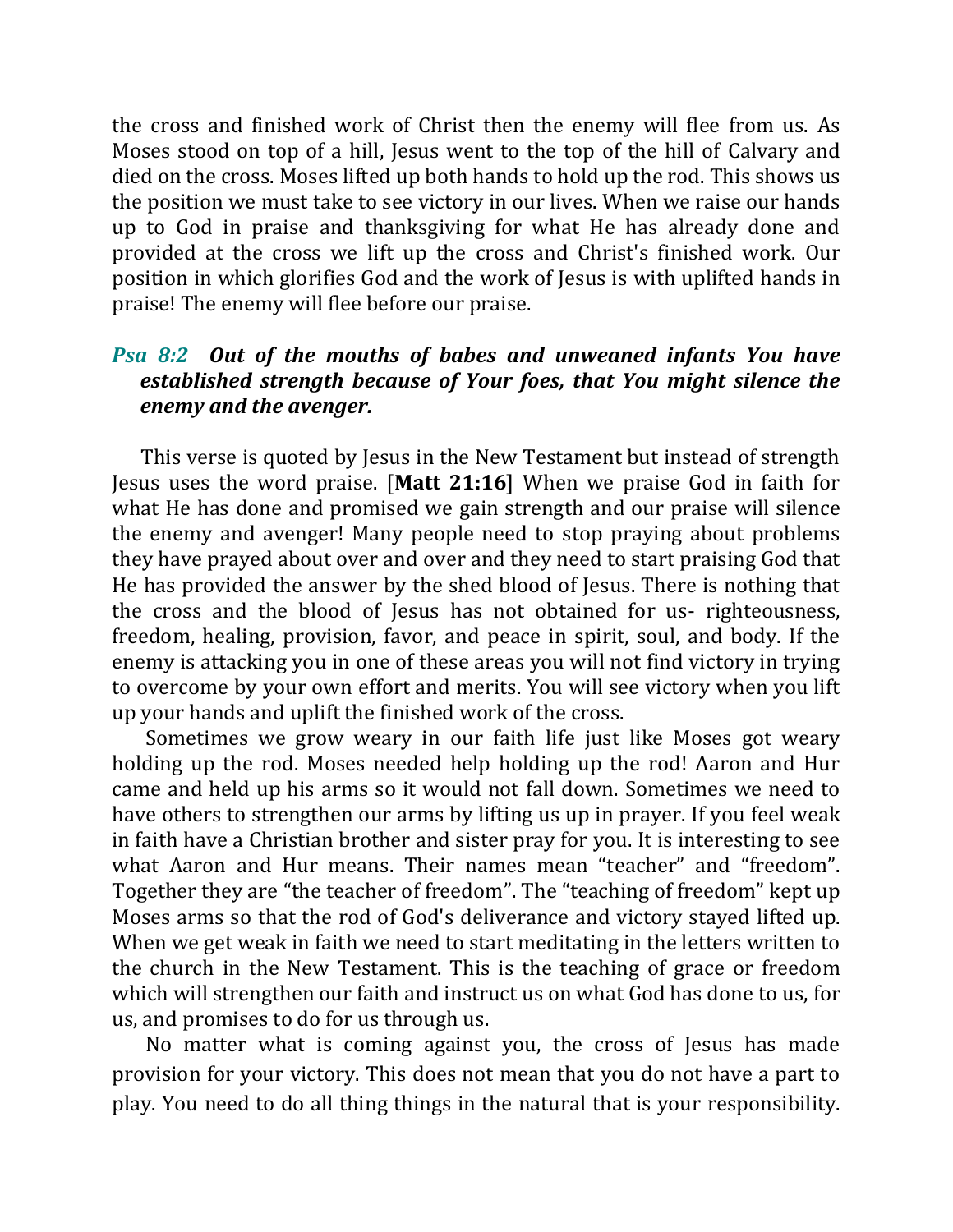the cross and finished work of Christ then the enemy will flee from us. As Moses stood on top of a hill, Jesus went to the top of the hill of Calvary and died on the cross. Moses lifted up both hands to hold up the rod. This shows us the position we must take to see victory in our lives. When we raise our hands up to God in praise and thanksgiving for what He has already done and provided at the cross we lift up the cross and Christ's finished work. Our position in which glorifies God and the work of Jesus is with uplifted hands in praise! The enemy will flee before our praise.

***Psa 8:2 Out of the mouths of babes and unweaned infants You have established strength because of Your foes, that You might silence the enemy and the avenger.***

This verse is quoted by Jesus in the New Testament but instead of strength Jesus uses the word praise. [**Matt 21:16**] When we praise God in faith for what He has done and promised we gain strength and our praise will silence the enemy and avenger! Many people need to stop praying about problems they have prayed about over and over and they need to start praising God that He has provided the answer by the shed blood of Jesus. There is nothing that the cross and the blood of Jesus has not obtained for us- righteousness, freedom, healing, provision, favor, and peace in spirit, soul, and body. If the enemy is attacking you in one of these areas you will not find victory in trying to overcome by your own effort and merits. You will see victory when you lift up your hands and uplift the finished work of the cross.

Sometimes we grow weary in our faith life just like Moses got weary holding up the rod. Moses needed help holding up the rod! Aaron and Hur came and held up his arms so it would not fall down. Sometimes we need to have others to strengthen our arms by lifting us up in prayer. If you feel weak in faith have a Christian brother and sister pray for you. It is interesting to see what Aaron and Hur means. Their names mean "teacher" and "freedom". Together they are "the teacher of freedom". The "teaching of freedom" kept up Moses arms so that the rod of God's deliverance and victory stayed lifted up. When we get weak in faith we need to start meditating in the letters written to the church in the New Testament. This is the teaching of grace or freedom which will strengthen our faith and instruct us on what God has done to us, for us, and promises to do for us through us.

No matter what is coming against you, the cross of Jesus has made provision for your victory. This does not mean that you do not have a part to play. You need to do all thing things in the natural that is your responsibility.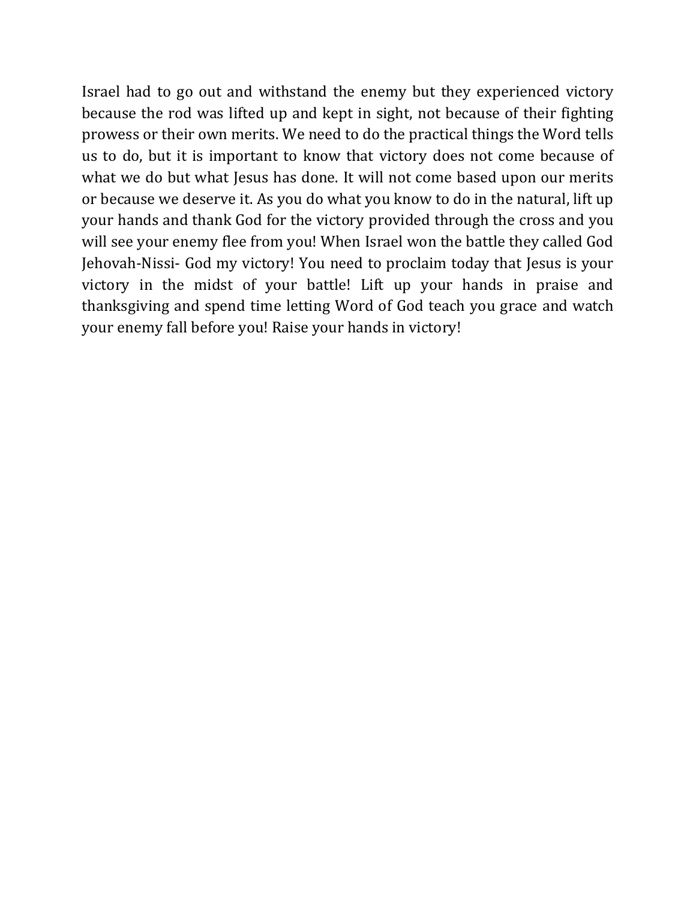Israel had to go out and withstand the enemy but they experienced victory because the rod was lifted up and kept in sight, not because of their fighting prowess or their own merits. We need to do the practical things the Word tells us to do, but it is important to know that victory does not come because of what we do but what Jesus has done. It will not come based upon our merits or because we deserve it. As you do what you know to do in the natural, lift up your hands and thank God for the victory provided through the cross and you will see your enemy flee from you! When Israel won the battle they called God Jehovah-Nissi- God my victory! You need to proclaim today that Jesus is your victory in the midst of your battle! Lift up your hands in praise and thanksgiving and spend time letting Word of God teach you grace and watch your enemy fall before you! Raise your hands in victory!